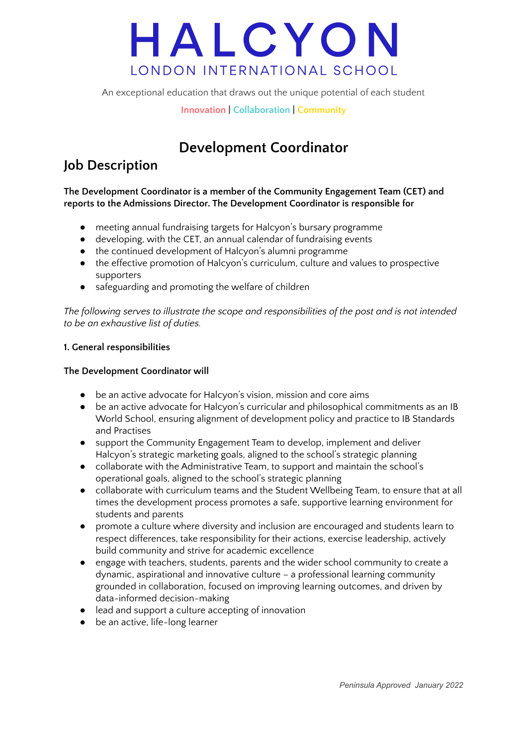# HALCYON

LONDON INTERNATIONAL SCHOOL

An exceptional education that draws out the unique potential of each student

Innovation | Collaboration | Community

## Development Coordinator

## Job Description

**The Development Coordinator is a member of the Community Engagement Team (CET) and reports to the Admissions Director. The Development Coordinator is responsible for**

- meeting annual fundraising targets for Halcyon's bursary programme
- developing, with the CET, an annual calendar of fundraising events
- the continued development of Halcyon's alumni programme
- the effective promotion of Halcyon's curriculum, culture and values to prospective supporters
- safeguarding and promoting the welfare of children

*The following serves to illustrate the scope and responsibilities of the post and is not intended to be an exhaustive list of duties.*

**1. General responsibilities**

**The Development Coordinator will**

- be an active advocate for Halcyon's vision, mission and core aims
- be an active advocate for Halcyon's curricular and philosophical commitments as an IB World School, ensuring alignment of development policy and practice to IB Standards and Practises
- support the Community Engagement Team to develop, implement and deliver Halcyon's strategic marketing goals, aligned to the school's strategic planning
- collaborate with the Administrative Team, to support and maintain the school's operational goals, aligned to the school's strategic planning
- collaborate with curriculum teams and the Student Wellbeing Team, to ensure that at all times the development process promotes a safe, supportive learning environment for students and parents
- promote a culture where diversity and inclusion are encouraged and students learn to respect differences, take responsibility for their actions, exercise leadership, actively build community and strive for academic excellence
- engage with teachers, students, parents and the wider school community to create a dynamic, aspirational and innovative culture – a professional learning community grounded in collaboration, focused on improving learning outcomes, and driven by data-informed decision-making
- lead and support a culture accepting of innovation
- be an active, life-long learner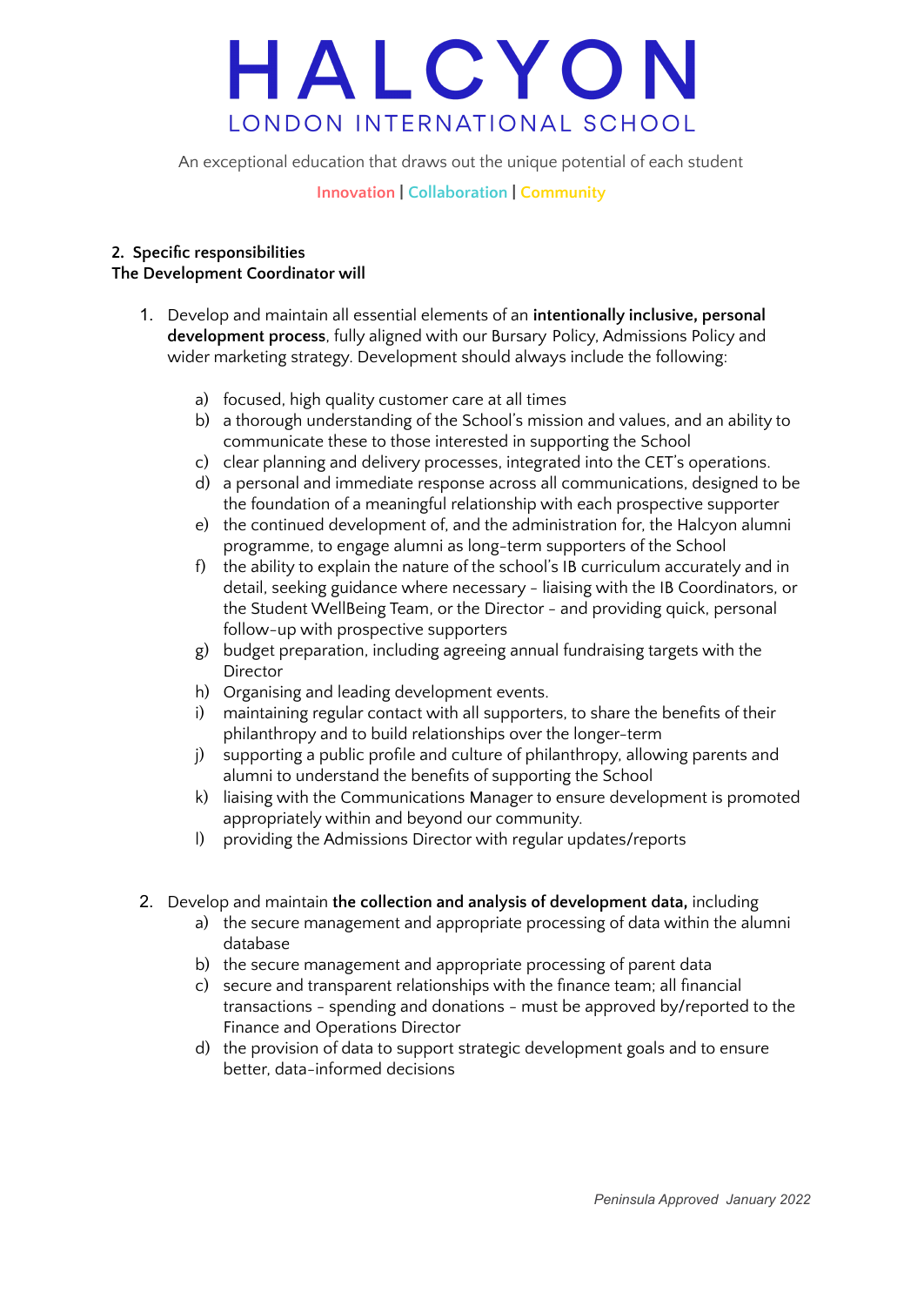# HALCYON

LONDON INTERNATIONAL SCHOOL

An exceptional education that draws out the unique potential of each student

Innovation | Collaboration | Community

**2. Specific responsibilities**
**The Development Coordinator will**

1. Develop and maintain all essential elements of an **intentionally inclusive, personal development process**, fully aligned with our Bursary Policy, Admissions Policy and wider marketing strategy. Development should always include the following:

   a) focused, high quality customer care at all times
   b) a thorough understanding of the School's mission and values, and an ability to communicate these to those interested in supporting the School
   c) clear planning and delivery processes, integrated into the CET's operations.
   d) a personal and immediate response across all communications, designed to be the foundation of a meaningful relationship with each prospective supporter
   e) the continued development of, and the administration for, the Halcyon alumni programme, to engage alumni as long-term supporters of the School
   f) the ability to explain the nature of the school's IB curriculum accurately and in detail, seeking guidance where necessary - liaising with the IB Coordinators, or the Student WellBeing Team, or the Director - and providing quick, personal follow-up with prospective supporters
   g) budget preparation, including agreeing annual fundraising targets with the Director
   h) Organising and leading development events.
   i) maintaining regular contact with all supporters, to share the benefits of their philanthropy and to build relationships over the longer-term
   j) supporting a public profile and culture of philanthropy, allowing parents and alumni to understand the benefits of supporting the School
   k) liaising with the Communications Manager to ensure development is promoted appropriately within and beyond our community.
   l) providing the Admissions Director with regular updates/reports

2. Develop and maintain **the collection and analysis of development data,** including
   a) the secure management and appropriate processing of data within the alumni database
   b) the secure management and appropriate processing of parent data
   c) secure and transparent relationships with the finance team; all financial transactions - spending and donations - must be approved by/reported to the Finance and Operations Director
   d) the provision of data to support strategic development goals and to ensure better, data-informed decisions

*Peninsula Approved January 2022*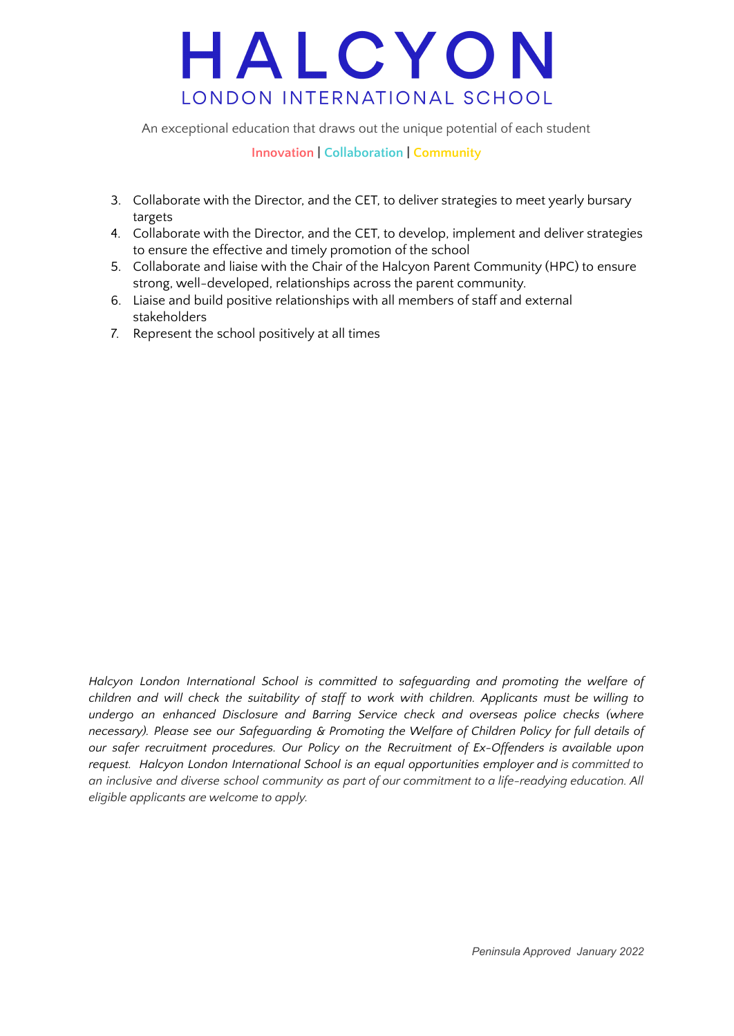3. Collaborate with the Director, and the CET, to deliver strategies to meet yearly bursary targets
4. Collaborate with the Director, and the CET, to develop, implement and deliver strategies to ensure the effective and timely promotion of the school
5. Collaborate and liaise with the Chair of the Halcyon Parent Community (HPC) to ensure strong, well-developed, relationships across the parent community.
6. Liaise and build positive relationships with all members of staff and external stakeholders
7. Represent the school positively at all times

*Halcyon London International School is committed to safeguarding and promoting the welfare of children and will check the suitability of staff to work with children. Applicants must be willing to undergo an enhanced Disclosure and Barring Service check and overseas police checks (where necessary). Please see our Safeguarding & Promoting the Welfare of Children Policy for full details of our safer recruitment procedures. Our Policy on the Recruitment of Ex-Offenders is available upon request. Halcyon London International School is an equal opportunities employer and is committed to an inclusive and diverse school community as part of our commitment to a life-readying education. All eligible applicants are welcome to apply.*

*Peninsula Approved January 2022*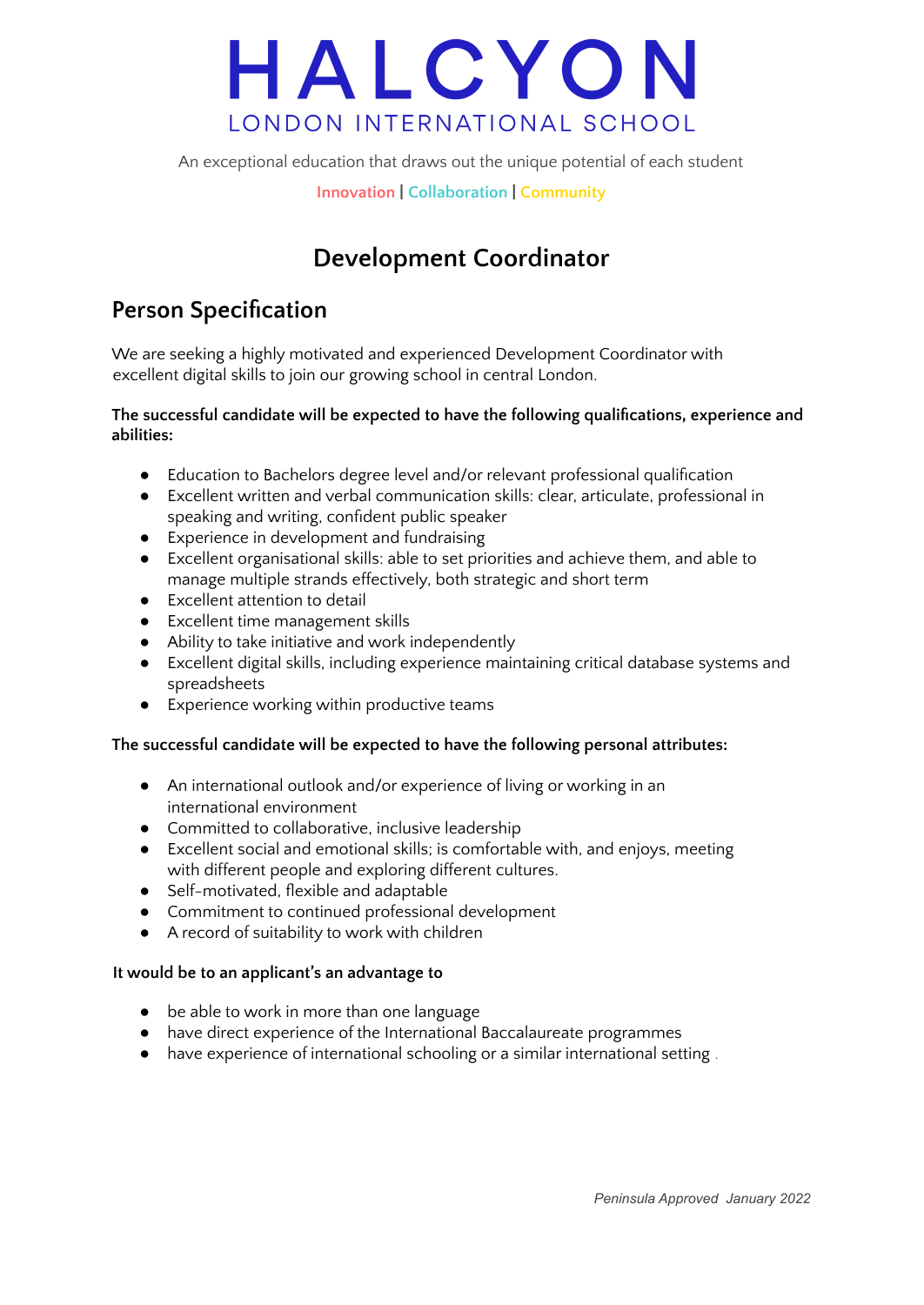# HALCYON

LONDON INTERNATIONAL SCHOOL

An exceptional education that draws out the unique potential of each student

Innovation | Collaboration | Community

## Development Coordinator

## Person Specification

We are seeking a highly motivated and experienced Development Coordinator with excellent digital skills to join our growing school in central London.

**The successful candidate will be expected to have the following qualifications, experience and abilities:**

- Education to Bachelors degree level and/or relevant professional qualification
- Excellent written and verbal communication skills: clear, articulate, professional in speaking and writing, confident public speaker
- Experience in development and fundraising
- Excellent organisational skills: able to set priorities and achieve them, and able to manage multiple strands effectively, both strategic and short term
- Excellent attention to detail
- Excellent time management skills
- Ability to take initiative and work independently
- Excellent digital skills, including experience maintaining critical database systems and spreadsheets
- Experience working within productive teams

**The successful candidate will be expected to have the following personal attributes:**

- An international outlook and/or experience of living or working in an international environment
- Committed to collaborative, inclusive leadership
- Excellent social and emotional skills; is comfortable with, and enjoys, meeting with different people and exploring different cultures.
- Self-motivated, flexible and adaptable
- Commitment to continued professional development
- A record of suitability to work with children

**It would be to an applicant's an advantage to**

- be able to work in more than one language
- have direct experience of the International Baccalaureate programmes
- have experience of international schooling or a similar international setting .

*Peninsula Approved January 2022*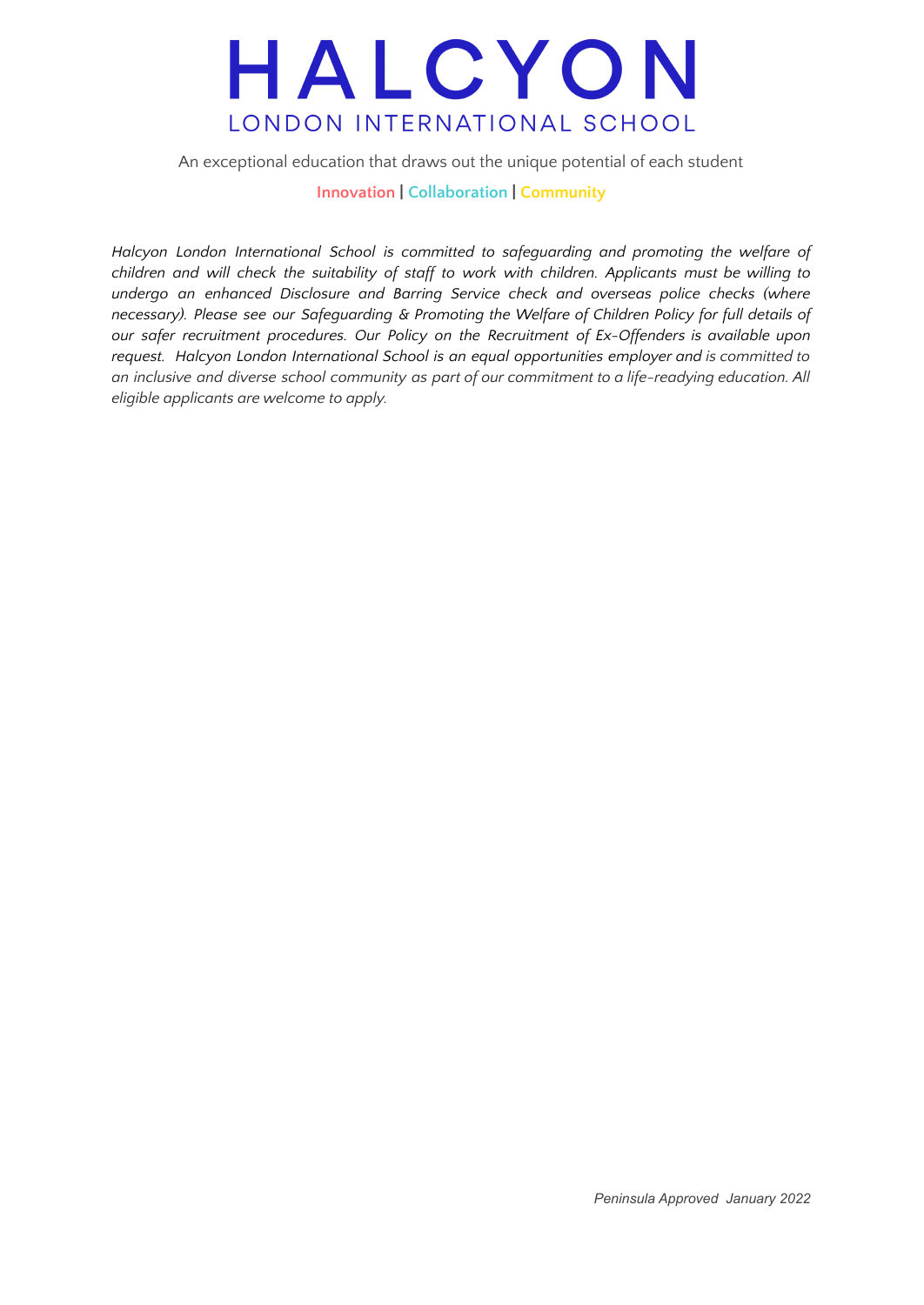# HALCYON

LONDON INTERNATIONAL SCHOOL

An exceptional education that draws out the unique potential of each student

**Innovation | Collaboration | Community**

*Halcyon London International School is committed to safeguarding and promoting the welfare of children and will check the suitability of staff to work with children. Applicants must be willing to undergo an enhanced Disclosure and Barring Service check and overseas police checks (where necessary). Please see our Safeguarding & Promoting the Welfare of Children Policy for full details of our safer recruitment procedures. Our Policy on the Recruitment of Ex-Offenders is available upon request. Halcyon London International School is an equal opportunities employer and is committed to an inclusive and diverse school community as part of our commitment to a life-readying education. All eligible applicants are welcome to apply.*

*Peninsula Approved January 2022*